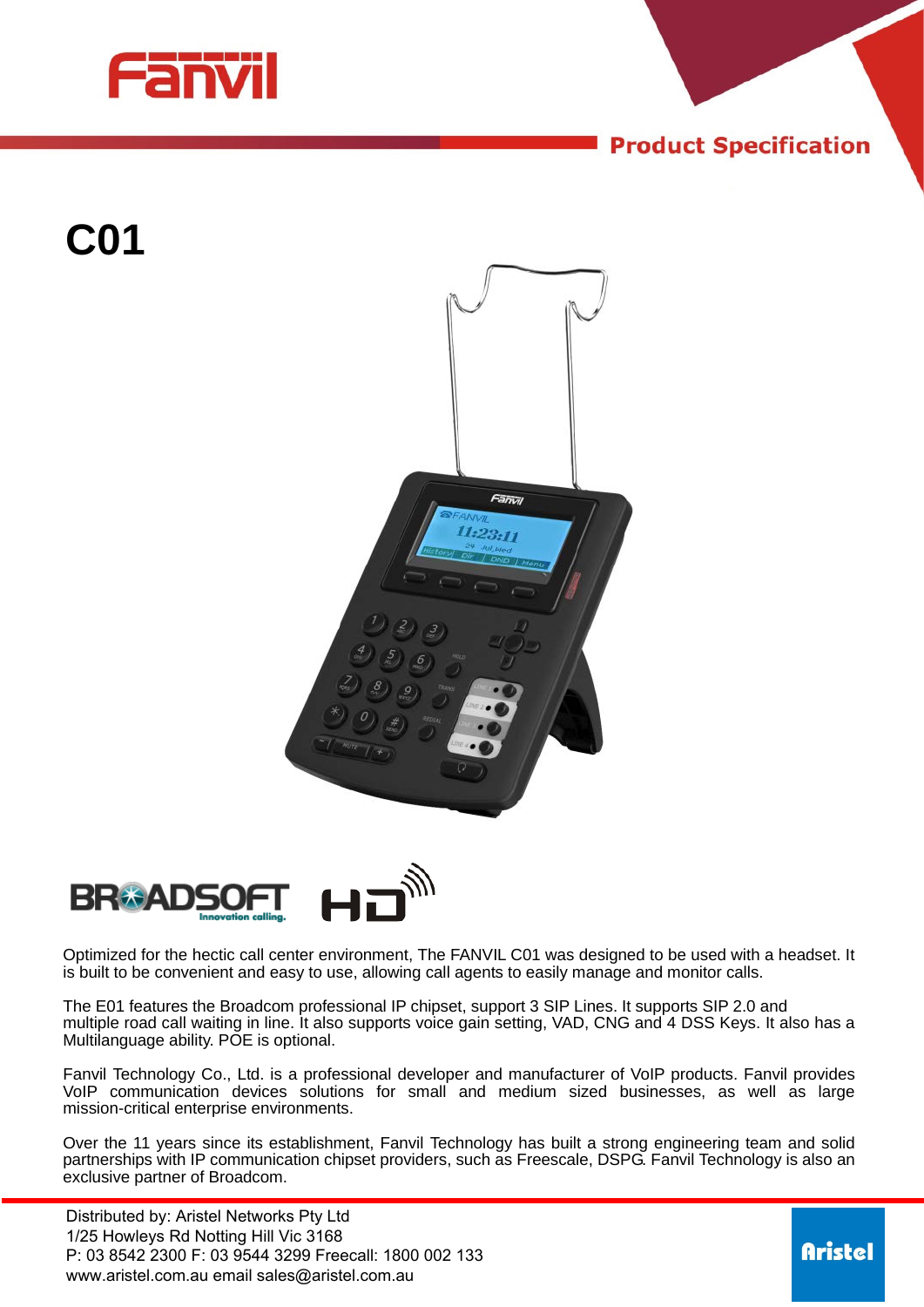Product Specification

# C01

Optimized for the hectic call center environment, The FANVIL C01 was designed to be used with a headset. It is built to be convenient and easy to use, allowing call agents to easily manage and monitor calls.

The E01 features the Broadcom professional IP chipset, support 3 SIP Lines. It supports SIP 2.0 and multiple road call waiting in line. It also supports voice gain setting, VAD, CNG and 4 DSS Keys. It also has a Multilanguage ability. POE is optional.

Fanvil Technology Co., Ltd. is a professional developer and manufacturer of VoIP products. Fanvil provides VoIP communication devices solutions for small and medium sized businesses, as well as large mission-critical enterprise environments.

Over the 11 years since its establishment, Fanvil Technology has built a strong engineering team and solid partnerships with IP communication chipset providers, such as Freescale, DSPG. Fanvil Technology is also an exclusive partner of Broadcom.

Distributed by: Aristel Networks Pty Ltd
1/25 Howleys Rd Notting Hill Vic 3168
P: 03 8542 2300 F: 03 9544 3299 Freecall: 1800 002 133
www.aristel.com.au email sales@aristel.com.au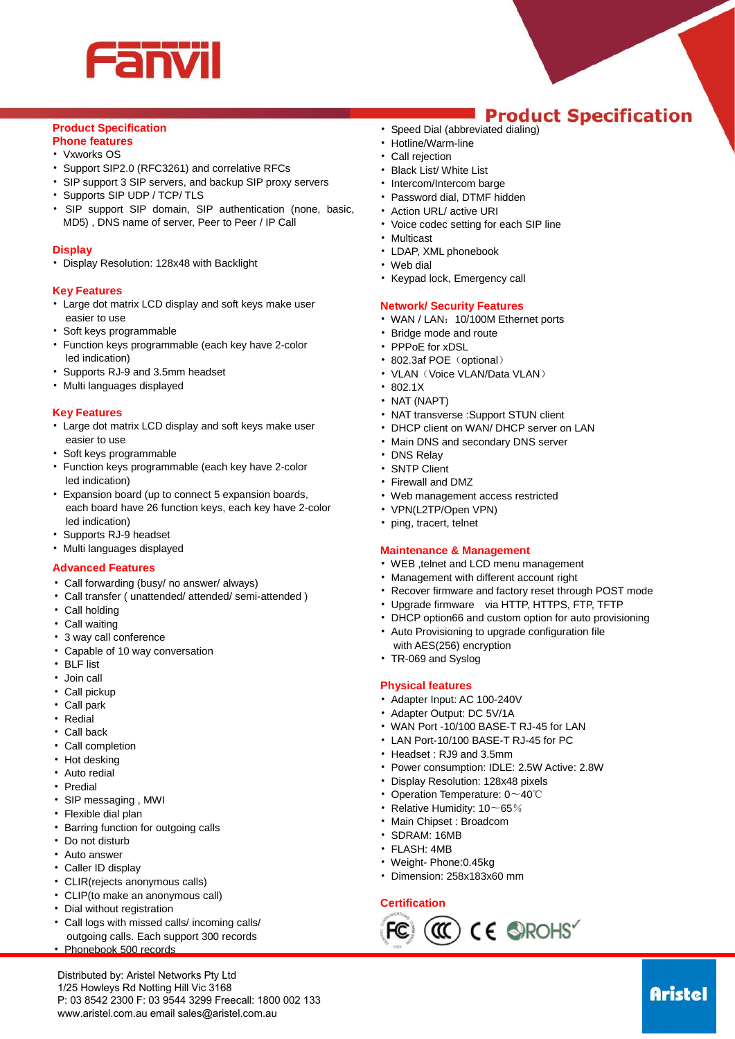# Product Specification

## Product Specification

### Phone features

- Vxworks OS
- Support SIP2.0 (RFC3261) and correlative RFCs
- SIP support 3 SIP servers, and backup SIP proxy servers
- Supports SIP UDP / TCP/ TLS
- SIP support SIP domain, SIP authentication (none, basic, MD5) , DNS name of server, Peer to Peer / IP Call

### Display

- Display Resolution: 128x48 with Backlight

### Key Features

- Large dot matrix LCD display and soft keys make user easier to use
- Soft keys programmable
- Function keys programmable (each key have 2-color led indication)
- Supports RJ-9 and 3.5mm headset
- Multi languages displayed

### Key Features

- Large dot matrix LCD display and soft keys make user easier to use
- Soft keys programmable
- Function keys programmable (each key have 2-color led indication)
- Expansion board (up to connect 5 expansion boards, each board have 26 function keys, each key have 2-color led indication)
- Supports RJ-9 headset
- Multi languages displayed

### Advanced Features

- Call forwarding (busy/ no answer/ always)
- Call transfer ( unattended/ attended/ semi-attended )
- Call holding
- Call waiting
- 3 way call conference
- Capable of 10 way conversation
- BLF list
- Join call
- Call pickup
- Call park
- Redial
- Call back
- Call completion
- Hot desking
- Auto redial
- Predial
- SIP messaging , MWI
- Flexible dial plan
- Barring function for outgoing calls
- Do not disturb
- Auto answer
- Caller ID display
- CLIR(rejects anonymous calls)
- CLIP(to make an anonymous call)
- Dial without registration
- Call logs with missed calls/ incoming calls/ outgoing calls. Each support 300 records
- Phonebook 500 records
- Speed Dial (abbreviated dialing)
- Hotline/Warm-line
- Call rejection
- Black List/ White List
- Intercom/Intercom barge
- Password dial, DTMF hidden
- Action URL/ active URI
- Voice codec setting for each SIP line
- Multicast
- LDAP, XML phonebook
- Web dial
- Keypad lock, Emergency call

### Network/ Security Features

- WAN / LAN：10/100M Ethernet ports
- Bridge mode and route
- PPPoE for xDSL
- 802.3af POE（optional）
- VLAN（Voice VLAN/Data VLAN）
- 802.1X
- NAT (NAPT)
- NAT transverse :Support STUN client
- DHCP client on WAN/ DHCP server on LAN
- Main DNS and secondary DNS server
- DNS Relay
- SNTP Client
- Firewall and DMZ
- Web management access restricted
- VPN(L2TP/Open VPN)
- ping, tracert, telnet

### Maintenance & Management

- WEB ,telnet and LCD menu management
- Management with different account right
- Recover firmware and factory reset through POST mode
- Upgrade firmware via HTTP, HTTPS, FTP, TFTP
- DHCP option66 and custom option for auto provisioning
- Auto Provisioning to upgrade configuration file with AES(256) encryption
- TR-069 and Syslog

### Physical features

- Adapter Input: AC 100-240V
- Adapter Output: DC 5V/1A
- WAN Port -10/100 BASE-T RJ-45 for LAN
- LAN Port-10/100 BASE-T RJ-45 for PC
- Headset : RJ9 and 3.5mm
- Power consumption: IDLE: 2.5W Active: 2.8W
- Display Resolution: 128x48 pixels
- Operation Temperature: 0～40℃
- Relative Humidity: 10～65％
- Main Chipset : Broadcom
- SDRAM: 16MB
- FLASH: 4MB
- Weight- Phone:0.45kg
- Dimension: 258x183x60 mm

### Certification

FC CCC CE ROHS

Distributed by: Aristel Networks Pty Ltd
1/25 Howleys Rd Notting Hill Vic 3168
P: 03 8542 2300 F: 03 9544 3299 Freecall: 1800 002 133
www.aristel.com.au email sales@aristel.com.au